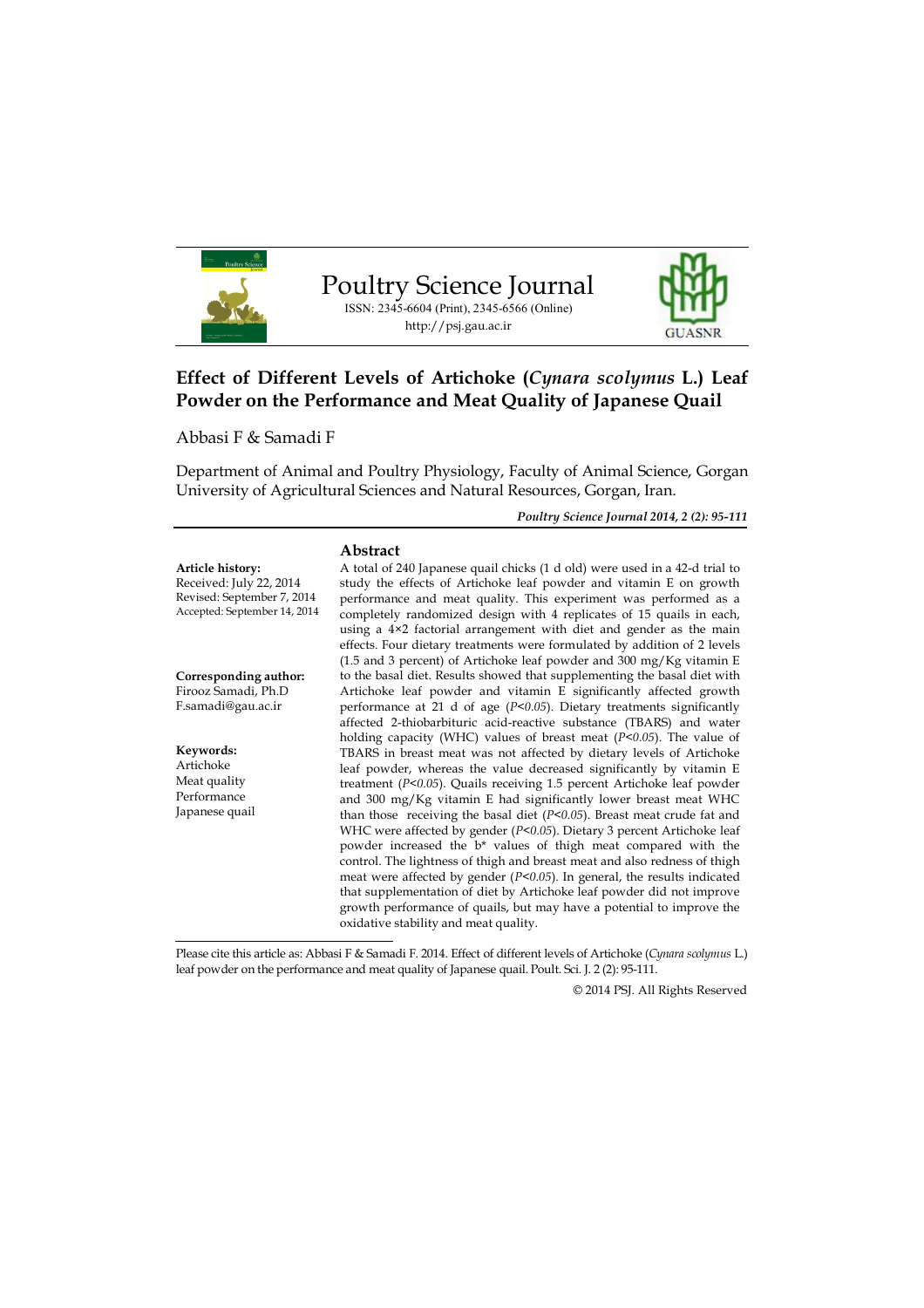# Poultry Science Journal

ISSN: 2345-6604 (Print), 2345-6566 (Online)
http://psj.gau.ac.ir

GUASNR

## Effect of Different Levels of Artichoke (*Cynara scolymus* L.) Leaf Powder on the Performance and Meat Quality of Japanese Quail

Abbasi F & Samadi F

Department of Animal and Poultry Physiology, Faculty of Animal Science, Gorgan University of Agricultural Sciences and Natural Resources, Gorgan, Iran.

*Poultry Science Journal 2014, 2 (2): 95-111*

**Article history:**
Received: July 22, 2014
Revised: September 7, 2014
Accepted: September 14, 2014

**Corresponding author:**
Firooz Samadi, Ph.D
F.samadi@gau.ac.ir

**Keywords:**
Artichoke
Meat quality
Performance
Japanese quail

### Abstract

A total of 240 Japanese quail chicks (1 d old) were used in a 42-d trial to study the effects of Artichoke leaf powder and vitamin E on growth performance and meat quality. This experiment was performed as a completely randomized design with 4 replicates of 15 quails in each, using a 4×2 factorial arrangement with diet and gender as the main effects. Four dietary treatments were formulated by addition of 2 levels (1.5 and 3 percent) of Artichoke leaf powder and 300 mg/Kg vitamin E to the basal diet. Results showed that supplementing the basal diet with Artichoke leaf powder and vitamin E significantly affected growth performance at 21 d of age ($P<0.05$). Dietary treatments significantly affected 2-thiobarbituric acid-reactive substance (TBARS) and water holding capacity (WHC) values of breast meat ($P<0.05$). The value of TBARS in breast meat was not affected by dietary levels of Artichoke leaf powder, whereas the value decreased significantly by vitamin E treatment ($P<0.05$). Quails receiving 1.5 percent Artichoke leaf powder and 300 mg/Kg vitamin E had significantly lower breast meat WHC than those receiving the basal diet ($P<0.05$). Breast meat crude fat and WHC were affected by gender ($P<0.05$). Dietary 3 percent Artichoke leaf powder increased the b* values of thigh meat compared with the control. The lightness of thigh and breast meat and also redness of thigh meat were affected by gender ($P<0.05$). In general, the results indicated that supplementation of diet by Artichoke leaf powder did not improve growth performance of quails, but may have a potential to improve the oxidative stability and meat quality.

Please cite this article as: Abbasi F & Samadi F. 2014. Effect of different levels of Artichoke (*Cynara scolymus* L.) leaf powder on the performance and meat quality of Japanese quail. Poult. Sci. J. 2 (2): 95-111.

© 2014 PSJ. All Rights Reserved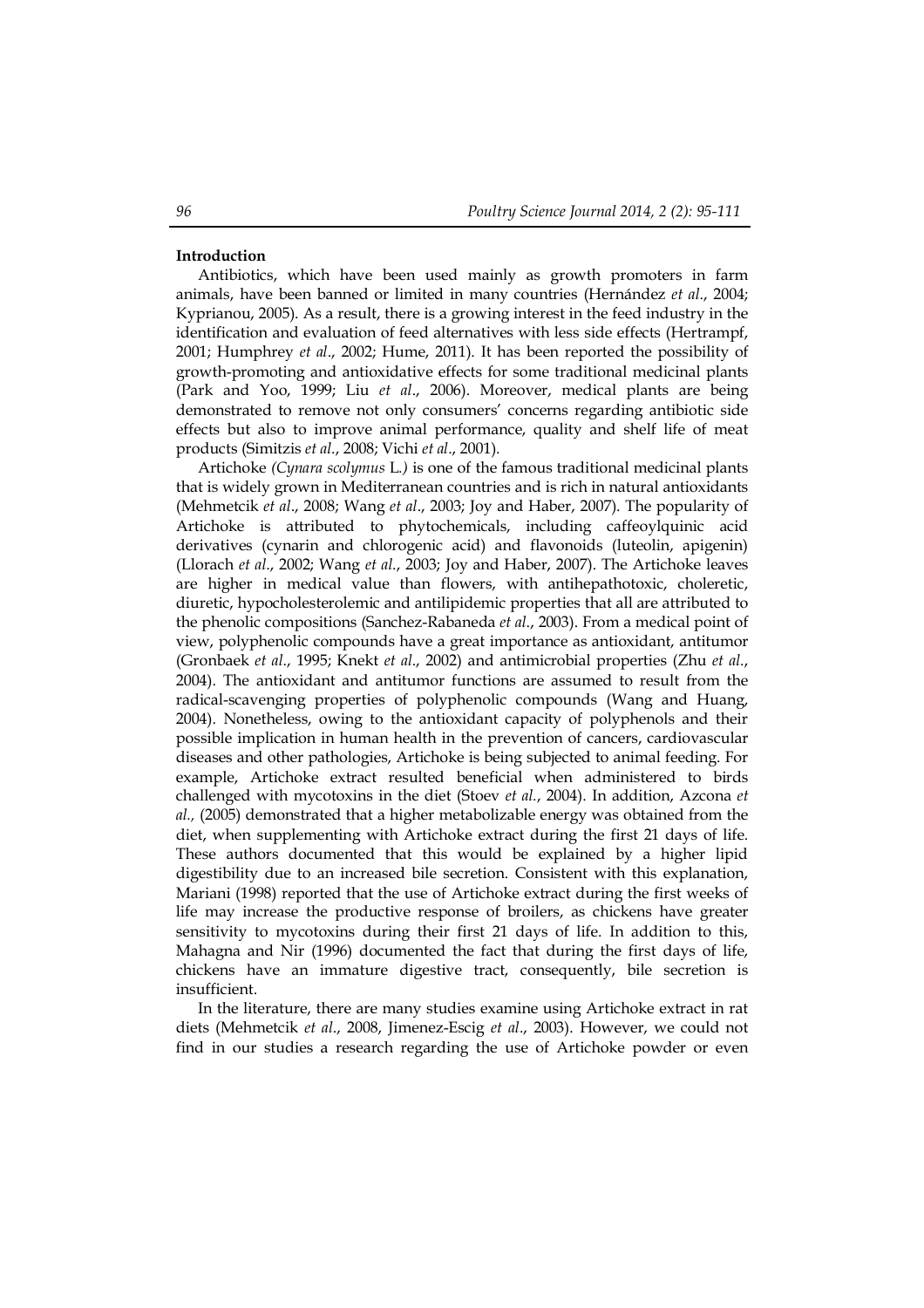## Introduction

Antibiotics, which have been used mainly as growth promoters in farm animals, have been banned or limited in many countries (Hernández *et al*., 2004; Kyprianou, 2005). As a result, there is a growing interest in the feed industry in the identification and evaluation of feed alternatives with less side effects (Hertrampf, 2001; Humphrey *et al*., 2002; Hume, 2011). It has been reported the possibility of growth-promoting and antioxidative effects for some traditional medicinal plants (Park and Yoo, 1999; Liu *et al*., 2006). Moreover, medical plants are being demonstrated to remove not only consumers' concerns regarding antibiotic side effects but also to improve animal performance, quality and shelf life of meat products (Simitzis *et al*., 2008; Vichi *et al*., 2001).

Artichoke *(Cynara scolymus* L.*)* is one of the famous traditional medicinal plants that is widely grown in Mediterranean countries and is rich in natural antioxidants (Mehmetcik *et al*., 2008; Wang *et al*., 2003; Joy and Haber, 2007). The popularity of Artichoke is attributed to phytochemicals, including caffeoylquinic acid derivatives (cynarin and chlorogenic acid) and flavonoids (luteolin, apigenin) (Llorach *et al*., 2002; Wang *et al*., 2003; Joy and Haber, 2007). The Artichoke leaves are higher in medical value than flowers, with antihepathotoxic, choleretic, diuretic, hypocholesterolemic and antilipidemic properties that all are attributed to the phenolic compositions (Sanchez-Rabaneda *et al*., 2003). From a medical point of view, polyphenolic compounds have a great importance as antioxidant, antitumor (Gronbaek *et al*., 1995; Knekt *et al*., 2002) and antimicrobial properties (Zhu *et al*., 2004). The antioxidant and antitumor functions are assumed to result from the radical-scavenging properties of polyphenolic compounds (Wang and Huang, 2004). Nonetheless, owing to the antioxidant capacity of polyphenols and their possible implication in human health in the prevention of cancers, cardiovascular diseases and other pathologies, Artichoke is being subjected to animal feeding. For example, Artichoke extract resulted beneficial when administered to birds challenged with mycotoxins in the diet (Stoev *et al*., 2004). In addition, Azcona *et al.,* (2005) demonstrated that a higher metabolizable energy was obtained from the diet, when supplementing with Artichoke extract during the first 21 days of life. These authors documented that this would be explained by a higher lipid digestibility due to an increased bile secretion. Consistent with this explanation, Mariani (1998) reported that the use of Artichoke extract during the first weeks of life may increase the productive response of broilers, as chickens have greater sensitivity to mycotoxins during their first 21 days of life. In addition to this, Mahagna and Nir (1996) documented the fact that during the first days of life, chickens have an immature digestive tract, consequently, bile secretion is insufficient.

In the literature, there are many studies examine using Artichoke extract in rat diets (Mehmetcik *et al*., 2008, Jimenez-Escig *et al*., 2003). However, we could not find in our studies a research regarding the use of Artichoke powder or even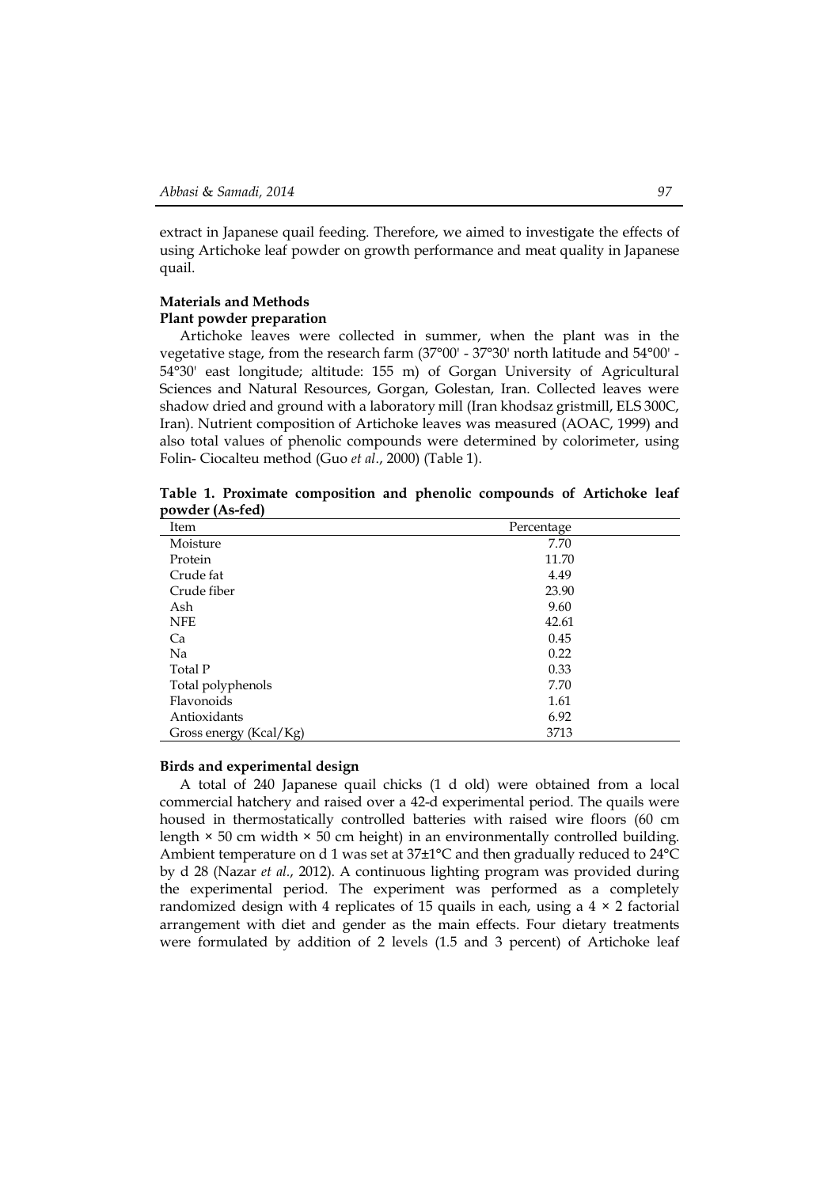extract in Japanese quail feeding. Therefore, we aimed to investigate the effects of using Artichoke leaf powder on growth performance and meat quality in Japanese quail.

## Materials and Methods

### Plant powder preparation

Artichoke leaves were collected in summer, when the plant was in the vegetative stage, from the research farm (37°00' - 37°30' north latitude and 54°00' - 54°30' east longitude; altitude: 155 m) of Gorgan University of Agricultural Sciences and Natural Resources, Gorgan, Golestan, Iran. Collected leaves were shadow dried and ground with a laboratory mill (Iran khodsaz gristmill, ELS 300C, Iran). Nutrient composition of Artichoke leaves was measured (AOAC, 1999) and also total values of phenolic compounds were determined by colorimeter, using Folin- Ciocalteu method (Guo *et al*., 2000) (Table 1).

**Table 1. Proximate composition and phenolic compounds of Artichoke leaf powder (As-fed)**

| Item | Percentage |
| --- | --- |
| Moisture | 7.70 |
| Protein | 11.70 |
| Crude fat | 4.49 |
| Crude fiber | 23.90 |
| Ash | 9.60 |
| NFE | 42.61 |
| Ca | 0.45 |
| Na | 0.22 |
| Total P | 0.33 |
| Total polyphenols | 7.70 |
| Flavonoids | 1.61 |
| Antioxidants | 6.92 |
| Gross energy (Kcal/Kg) | 3713 |

### Birds and experimental design

A total of 240 Japanese quail chicks (1 d old) were obtained from a local commercial hatchery and raised over a 42-d experimental period. The quails were housed in thermostatically controlled batteries with raised wire floors (60 cm length × 50 cm width × 50 cm height) in an environmentally controlled building. Ambient temperature on d 1 was set at 37±1°C and then gradually reduced to 24°C by d 28 (Nazar *et al*., 2012). A continuous lighting program was provided during the experimental period. The experiment was performed as a completely randomized design with 4 replicates of 15 quails in each, using a 4 × 2 factorial arrangement with diet and gender as the main effects. Four dietary treatments were formulated by addition of 2 levels (1.5 and 3 percent) of Artichoke leaf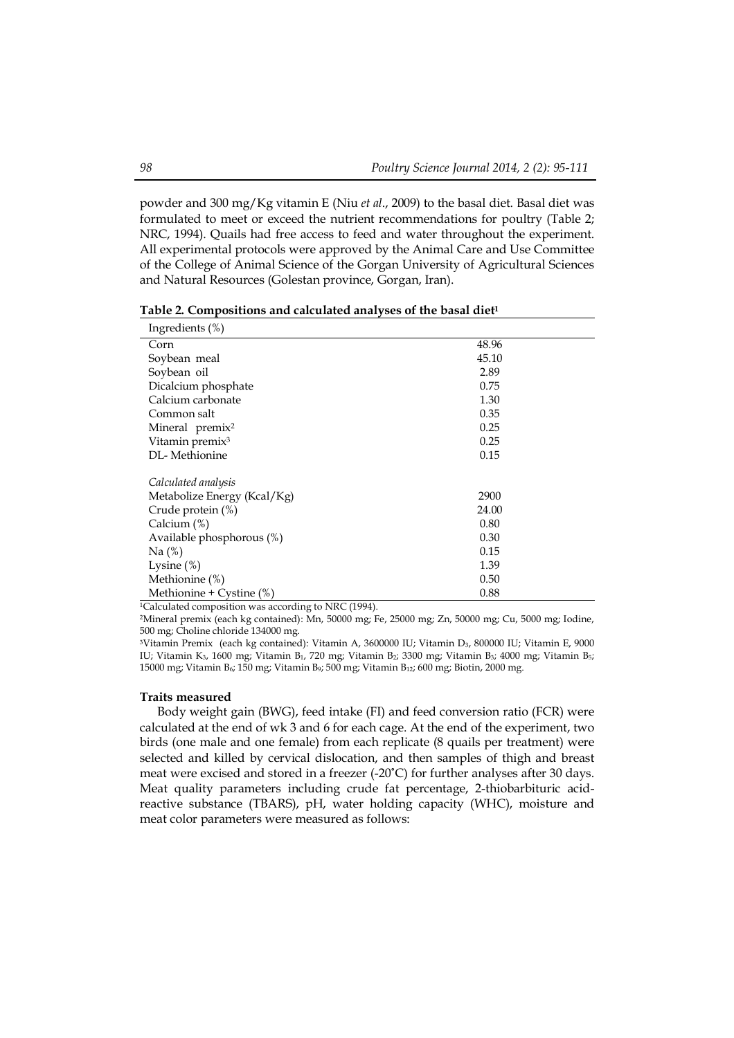powder and 300 mg/Kg vitamin E (Niu *et al*., 2009) to the basal diet. Basal diet was formulated to meet or exceed the nutrient recommendations for poultry (Table 2; NRC, 1994). Quails had free access to feed and water throughout the experiment. All experimental protocols were approved by the Animal Care and Use Committee of the College of Animal Science of the Gorgan University of Agricultural Sciences and Natural Resources (Golestan province, Gorgan, Iran).

**Table 2. Compositions and calculated analyses of the basal diet[1]**

| Ingredients (%) | |
|---|---|
| Corn | 48.96 |
| Soybean meal | 45.10 |
| Soybean oil | 2.89 |
| Dicalcium phosphate | 0.75 |
| Calcium carbonate | 1.30 |
| Common salt | 0.35 |
| Mineral premix[2] | 0.25 |
| Vitamin premix[3] | 0.25 |
| DL- Methionine | 0.15 |
| *Calculated analysis* | |
| Metabolize Energy (Kcal/Kg) | 2900 |
| Crude protein (%) | 24.00 |
| Calcium (%) | 0.80 |
| Available phosphorous (%) | 0.30 |
| Na (%) | 0.15 |
| Lysine (%) | 1.39 |
| Methionine (%) | 0.50 |
| Methionine + Cystine (%) | 0.88 |

[1]Calculated composition was according to NRC (1994).

[2]Mineral premix (each kg contained): Mn, 50000 mg; Fe, 25000 mg; Zn, 50000 mg; Cu, 5000 mg; Iodine, 500 mg; Choline chloride 134000 mg.

[3]Vitamin Premix (each kg contained): Vitamin A, 3600000 IU; Vitamin $D_3$, 800000 IU; Vitamin E, 9000 IU; Vitamin $K_3$, 1600 mg; Vitamin $B_1$, 720 mg; Vitamin $B_2$; 3300 mg; Vitamin $B_3$; 4000 mg; Vitamin $B_5$; 15000 mg; Vitamin $B_6$; 150 mg; Vitamin $B_9$; 500 mg; Vitamin $B_{12}$; 600 mg; Biotin, 2000 mg.

### Traits measured

Body weight gain (BWG), feed intake (FI) and feed conversion ratio (FCR) were calculated at the end of wk 3 and 6 for each cage. At the end of the experiment, two birds (one male and one female) from each replicate (8 quails per treatment) were selected and killed by cervical dislocation, and then samples of thigh and breast meat were excised and stored in a freezer (-20˚C) for further analyses after 30 days. Meat quality parameters including crude fat percentage, 2-thiobarbituric acid-reactive substance (TBARS), pH, water holding capacity (WHC), moisture and meat color parameters were measured as follows: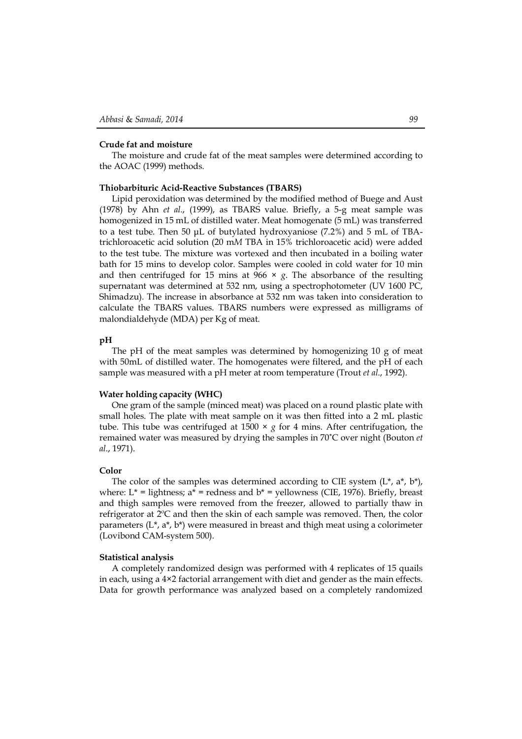#### Crude fat and moisture

The moisture and crude fat of the meat samples were determined according to the AOAC (1999) methods.

#### Thiobarbituric Acid-Reactive Substances (TBARS)

Lipid peroxidation was determined by the modified method of Buege and Aust (1978) by Ahn *et al*., (1999), as TBARS value. Briefly, a 5-g meat sample was homogenized in 15 mL of distilled water. Meat homogenate (5 mL) was transferred to a test tube. Then 50 µL of butylated hydroxyaniose (7.2%) and 5 mL of TBA-trichloroacetic acid solution (20 m*M* TBA in 15% trichloroacetic acid) were added to the test tube. The mixture was vortexed and then incubated in a boiling water bath for 15 mins to develop color. Samples were cooled in cold water for 10 min and then centrifuged for 15 mins at 966 × *g*. The absorbance of the resulting supernatant was determined at 532 nm, using a spectrophotometer (UV 1600 PC, Shimadzu). The increase in absorbance at 532 nm was taken into consideration to calculate the TBARS values. TBARS numbers were expressed as milligrams of malondialdehyde (MDA) per Kg of meat.

#### pH

The pH of the meat samples was determined by homogenizing 10 g of meat with 50mL of distilled water. The homogenates were filtered, and the pH of each sample was measured with a pH meter at room temperature (Trout *et al.*, 1992).

#### Water holding capacity (WHC)

One gram of the sample (minced meat) was placed on a round plastic plate with small holes. The plate with meat sample on it was then fitted into a 2 mL plastic tube. This tube was centrifuged at 1500 × *g* for 4 mins. After centrifugation, the remained water was measured by drying the samples in 70˚C over night (Bouton *et al.*, 1971).

#### Color

The color of the samples was determined according to CIE system (L*, a*, b*), where: L* = lightness; a* = redness and b* = yellowness (CIE, 1976). Briefly, breast and thigh samples were removed from the freezer, allowed to partially thaw in refrigerator at 2ºC and then the skin of each sample was removed. Then, the color parameters (L*, a*, b*) were measured in breast and thigh meat using a colorimeter (Lovibond CAM-system 500).

#### Statistical analysis

A completely randomized design was performed with 4 replicates of 15 quails in each, using a 4×2 factorial arrangement with diet and gender as the main effects. Data for growth performance was analyzed based on a completely randomized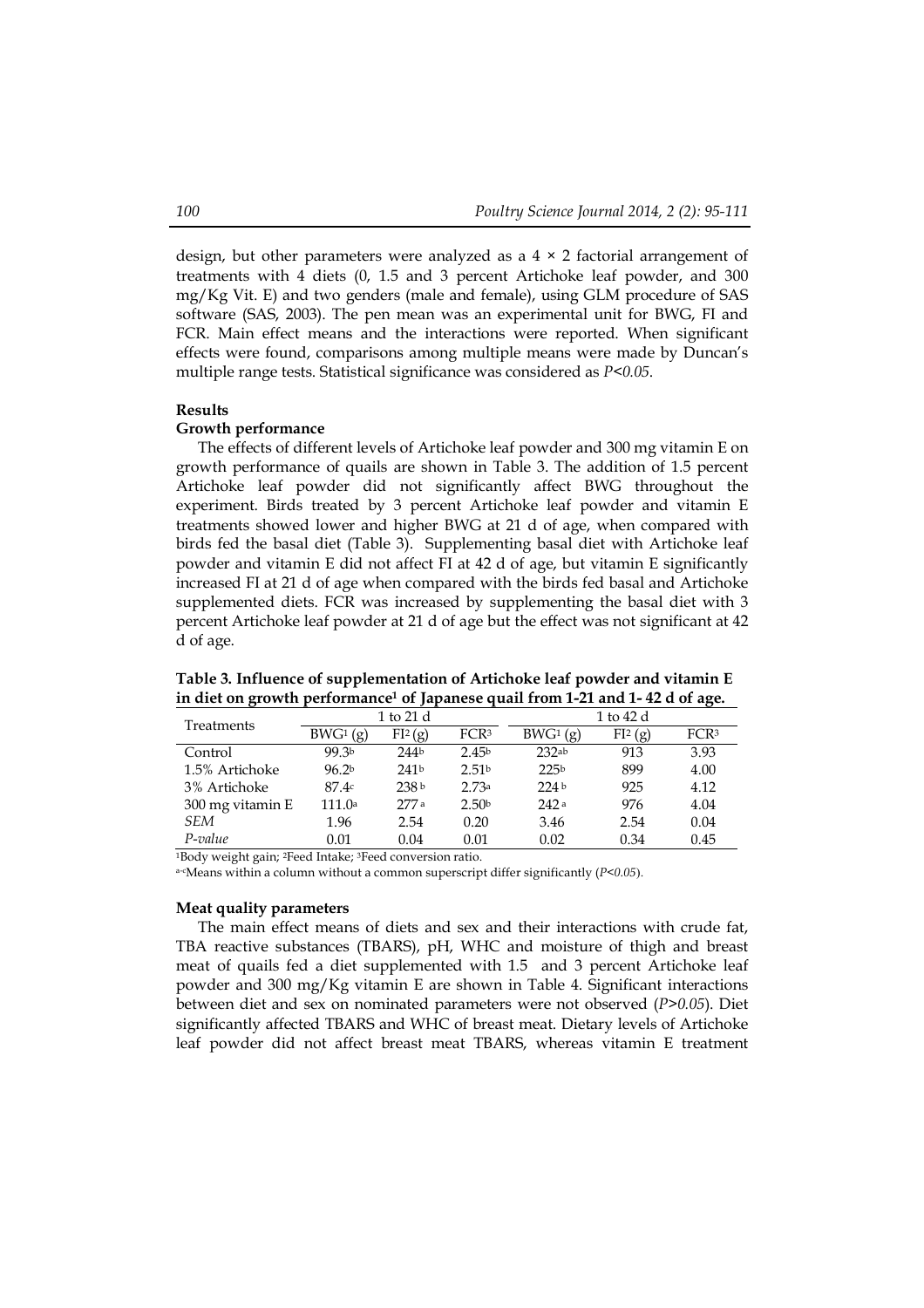design, but other parameters were analyzed as a 4 × 2 factorial arrangement of treatments with 4 diets (0, 1.5 and 3 percent Artichoke leaf powder, and 300 mg/Kg Vit. E) and two genders (male and female), using GLM procedure of SAS software (SAS, 2003). The pen mean was an experimental unit for BWG, FI and FCR. Main effect means and the interactions were reported. When significant effects were found, comparisons among multiple means were made by Duncan's multiple range tests. Statistical significance was considered as $P<0.05$.

## Results

### Growth performance

The effects of different levels of Artichoke leaf powder and 300 mg vitamin E on growth performance of quails are shown in Table 3. The addition of 1.5 percent Artichoke leaf powder did not significantly affect BWG throughout the experiment. Birds treated by 3 percent Artichoke leaf powder and vitamin E treatments showed lower and higher BWG at 21 d of age, when compared with birds fed the basal diet (Table 3). Supplementing basal diet with Artichoke leaf powder and vitamin E did not affect FI at 42 d of age, but vitamin E significantly increased FI at 21 d of age when compared with the birds fed basal and Artichoke supplemented diets. FCR was increased by supplementing the basal diet with 3 percent Artichoke leaf powder at 21 d of age but the effect was not significant at 42 d of age.

**Table 3. Influence of supplementation of Artichoke leaf powder and vitamin E in diet on growth performance[1] of Japanese quail from 1-21 and 1- 42 d of age.**

| Treatments | 1 to 21 d | | | 1 to 42 d | | |
|---|---|---|---|---|---|---|
| | BWG[1] (g) | FI[2] (g) | FCR[3] | BWG[1] (g) | FI[2] (g) | FCR[3] |
| Control | 99.3[b] | 244[b] | 2.45[b] | 232[ab] | 913 | 3.93 |
| 1.5% Artichoke | 96.2[b] | 241[b] | 2.51[b] | 225[b] | 899 | 4.00 |
| 3% Artichoke | 87.4[c] | 238[b] | 2.73[a] | 224[b] | 925 | 4.12 |
| 300 mg vitamin E | 111.0[a] | 277[a] | 2.50[b] | 242[a] | 976 | 4.04 |
| *SEM* | 1.96 | 2.54 | 0.20 | 3.46 | 2.54 | 0.04 |
| *P-value* | 0.01 | 0.04 | 0.01 | 0.02 | 0.34 | 0.45 |

[1]Body weight gain; [2]Feed Intake; [3]Feed conversion ratio.

[a-c]Means within a column without a common superscript differ significantly ($P<0.05$).

### Meat quality parameters

The main effect means of diets and sex and their interactions with crude fat, TBA reactive substances (TBARS), pH, WHC and moisture of thigh and breast meat of quails fed a diet supplemented with 1.5 and 3 percent Artichoke leaf powder and 300 mg/Kg vitamin E are shown in Table 4. Significant interactions between diet and sex on nominated parameters were not observed ($P>0.05$). Diet significantly affected TBARS and WHC of breast meat. Dietary levels of Artichoke leaf powder did not affect breast meat TBARS, whereas vitamin E treatment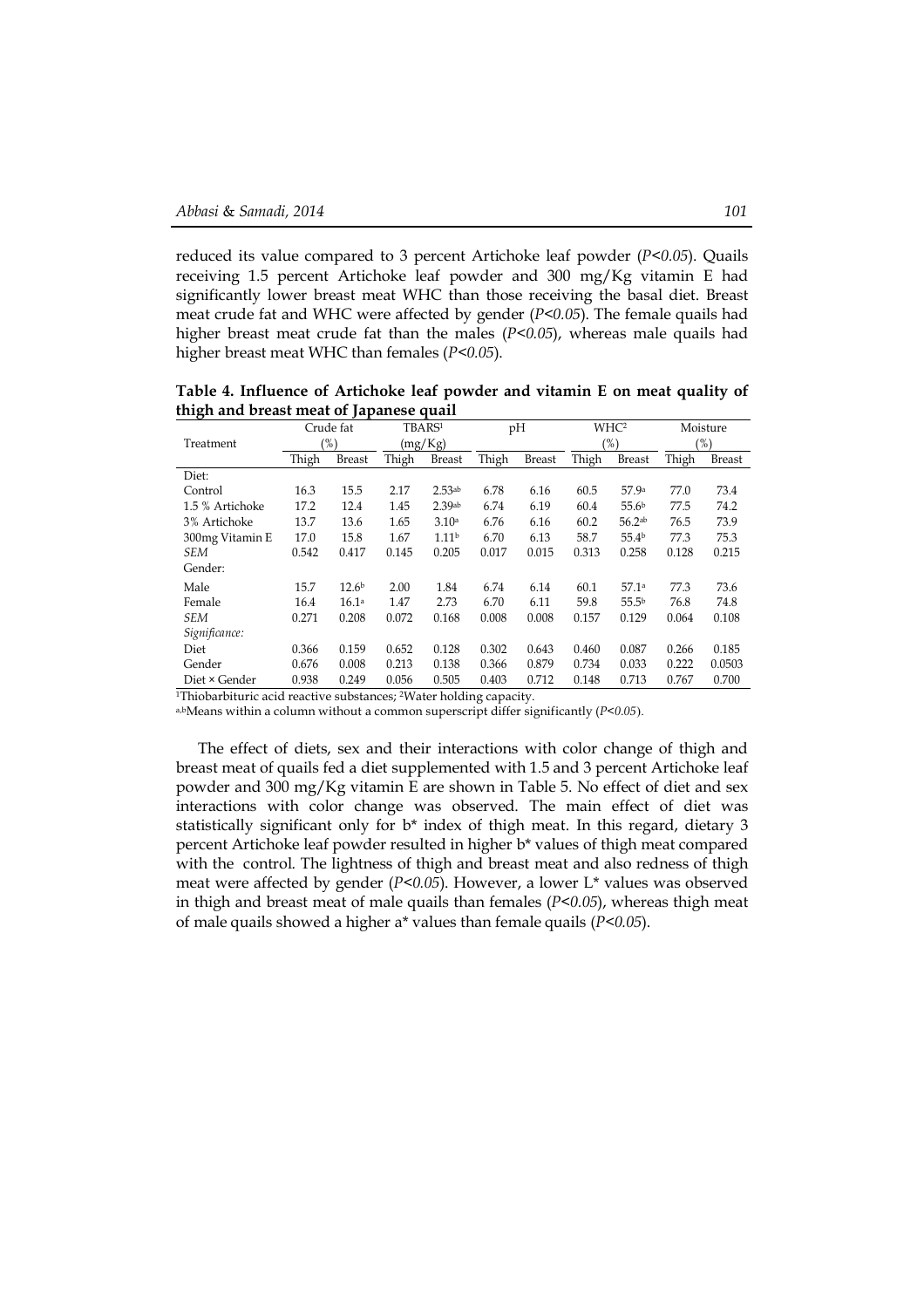reduced its value compared to 3 percent Artichoke leaf powder (*P<0.05*). Quails receiving 1.5 percent Artichoke leaf powder and 300 mg/Kg vitamin E had significantly lower breast meat WHC than those receiving the basal diet. Breast meat crude fat and WHC were affected by gender (*P<0.05*). The female quails had higher breast meat crude fat than the males (*P<0.05*), whereas male quails had higher breast meat WHC than females (*P<0.05*).

**Table 4. Influence of Artichoke leaf powder and vitamin E on meat quality of thigh and breast meat of Japanese quail**

| Treatment | Crude fat (%) | | TBARS[1] (mg/Kg) | | pH | | WHC[2] (%) | | Moisture (%) | |
|---|---|---|---|---|---|---|---|---|---|---|
| | Thigh | Breast | Thigh | Breast | Thigh | Breast | Thigh | Breast | Thigh | Breast |
| Diet: | | | | | | | | | | |
| Control | 16.3 | 15.5 | 2.17 | 2.53[ab] | 6.78 | 6.16 | 60.5 | 57.9[a] | 77.0 | 73.4 |
| 1.5 % Artichoke | 17.2 | 12.4 | 1.45 | 2.39[ab] | 6.74 | 6.19 | 60.4 | 55.6[b] | 77.5 | 74.2 |
| 3% Artichoke | 13.7 | 13.6 | 1.65 | 3.10[a] | 6.76 | 6.16 | 60.2 | 56.2[ab] | 76.5 | 73.9 |
| 300mg Vitamin E | 17.0 | 15.8 | 1.67 | 1.11[b] | 6.70 | 6.13 | 58.7 | 55.4[b] | 77.3 | 75.3 |
| *SEM* | 0.542 | 0.417 | 0.145 | 0.205 | 0.017 | 0.015 | 0.313 | 0.258 | 0.128 | 0.215 |
| Gender: | | | | | | | | | | |
| Male | 15.7 | 12.6[b] | 2.00 | 1.84 | 6.74 | 6.14 | 60.1 | 57.1[a] | 77.3 | 73.6 |
| Female | 16.4 | 16.1[a] | 1.47 | 2.73 | 6.70 | 6.11 | 59.8 | 55.5[b] | 76.8 | 74.8 |
| *SEM* | 0.271 | 0.208 | 0.072 | 0.168 | 0.008 | 0.008 | 0.157 | 0.129 | 0.064 | 0.108 |
| *Significance:* | | | | | | | | | | |
| Diet | 0.366 | 0.159 | 0.652 | 0.128 | 0.302 | 0.643 | 0.460 | 0.087 | 0.266 | 0.185 |
| Gender | 0.676 | 0.008 | 0.213 | 0.138 | 0.366 | 0.879 | 0.734 | 0.033 | 0.222 | 0.0503 |
| Diet × Gender | 0.938 | 0.249 | 0.056 | 0.505 | 0.403 | 0.712 | 0.148 | 0.713 | 0.767 | 0.700 |

[1]Thiobarbituric acid reactive substances; [2]Water holding capacity.

[a,b]Means within a column without a common superscript differ significantly (*P<0.05*).

The effect of diets, sex and their interactions with color change of thigh and breast meat of quails fed a diet supplemented with 1.5 and 3 percent Artichoke leaf powder and 300 mg/Kg vitamin E are shown in Table 5. No effect of diet and sex interactions with color change was observed. The main effect of diet was statistically significant only for b* index of thigh meat. In this regard, dietary 3 percent Artichoke leaf powder resulted in higher b* values of thigh meat compared with the control. The lightness of thigh and breast meat and also redness of thigh meat were affected by gender (*P<0.05*). However, a lower L* values was observed in thigh and breast meat of male quails than females (*P<0.05*), whereas thigh meat of male quails showed a higher a* values than female quails (*P<0.05*).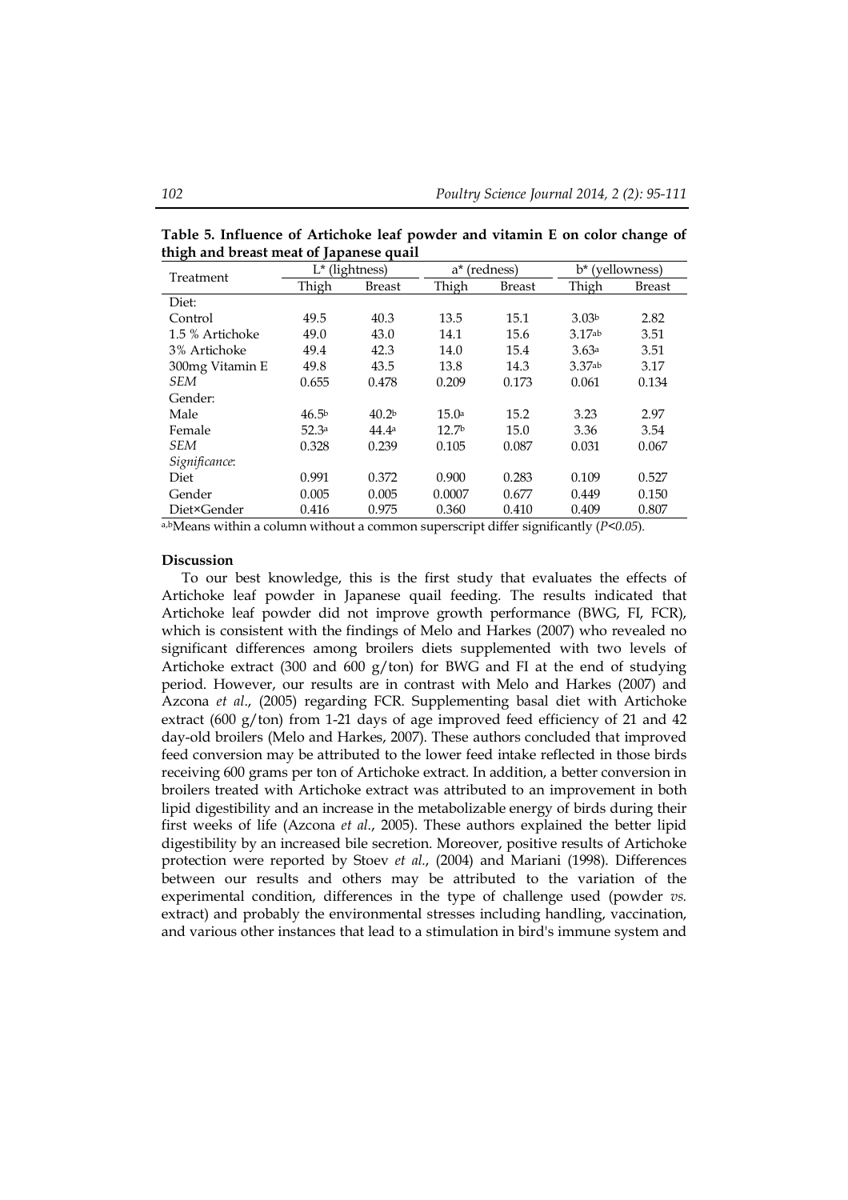**Table 5. Influence of Artichoke leaf powder and vitamin E on color change of thigh and breast meat of Japanese quail**

| Treatment | L* (lightness) | | a* (redness) | | b* (yellowness) | |
|---|---|---|---|---|---|---|
| | Thigh | Breast | Thigh | Breast | Thigh | Breast |
| Diet: | | | | | | |
| Control | 49.5 | 40.3 | 13.5 | 15.1 | 3.03[b] | 2.82 |
| 1.5 % Artichoke | 49.0 | 43.0 | 14.1 | 15.6 | 3.17[ab] | 3.51 |
| 3% Artichoke | 49.4 | 42.3 | 14.0 | 15.4 | 3.63[a] | 3.51 |
| 300mg Vitamin E | 49.8 | 43.5 | 13.8 | 14.3 | 3.37[ab] | 3.17 |
| *SEM* | 0.655 | 0.478 | 0.209 | 0.173 | 0.061 | 0.134 |
| Gender: | | | | | | |
| Male | 46.5[b] | 40.2[b] | 15.0[a] | 15.2 | 3.23 | 2.97 |
| Female | 52.3[a] | 44.4[a] | 12.7[b] | 15.0 | 3.36 | 3.54 |
| *SEM* | 0.328 | 0.239 | 0.105 | 0.087 | 0.031 | 0.067 |
| *Significance*: | | | | | | |
| Diet | 0.991 | 0.372 | 0.900 | 0.283 | 0.109 | 0.527 |
| Gender | 0.005 | 0.005 | 0.0007 | 0.677 | 0.449 | 0.150 |
| Diet×Gender | 0.416 | 0.975 | 0.360 | 0.410 | 0.409 | 0.807 |

[a,b]Means within a column without a common superscript differ significantly ($P<0.05$).

**Discussion**

To our best knowledge, this is the first study that evaluates the effects of Artichoke leaf powder in Japanese quail feeding. The results indicated that Artichoke leaf powder did not improve growth performance (BWG, FI, FCR), which is consistent with the findings of Melo and Harkes (2007) who revealed no significant differences among broilers diets supplemented with two levels of Artichoke extract (300 and 600 g/ton) for BWG and FI at the end of studying period. However, our results are in contrast with Melo and Harkes (2007) and Azcona *et al*., (2005) regarding FCR. Supplementing basal diet with Artichoke extract (600 g/ton) from 1-21 days of age improved feed efficiency of 21 and 42 day-old broilers (Melo and Harkes, 2007). These authors concluded that improved feed conversion may be attributed to the lower feed intake reflected in those birds receiving 600 grams per ton of Artichoke extract. In addition, a better conversion in broilers treated with Artichoke extract was attributed to an improvement in both lipid digestibility and an increase in the metabolizable energy of birds during their first weeks of life (Azcona *et al*., 2005). These authors explained the better lipid digestibility by an increased bile secretion. Moreover, positive results of Artichoke protection were reported by Stoev *et al*., (2004) and Mariani (1998). Differences between our results and others may be attributed to the variation of the experimental condition, differences in the type of challenge used (powder *vs.* extract) and probably the environmental stresses including handling, vaccination, and various other instances that lead to a stimulation in bird's immune system and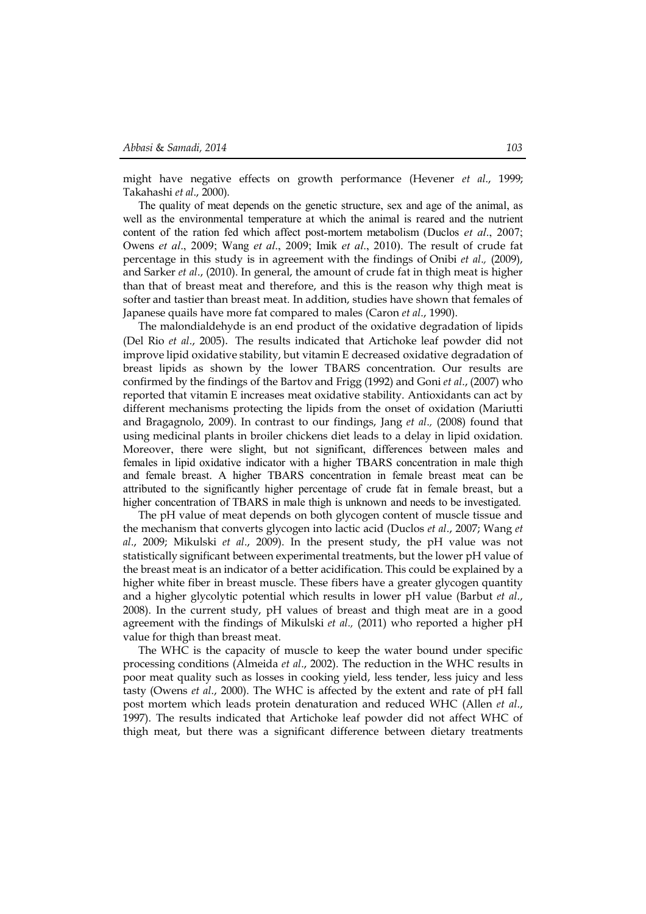might have negative effects on growth performance (Hevener *et al*., 1999; Takahashi *et al*., 2000).

The quality of meat depends on the genetic structure, sex and age of the animal, as well as the environmental temperature at which the animal is reared and the nutrient content of the ration fed which affect post-mortem metabolism (Duclos *et al*., 2007; Owens *et al*., 2009; Wang *et al*., 2009; Imik *et al*., 2010). The result of crude fat percentage in this study is in agreement with the findings of Onibi *et al*., (2009), and Sarker *et al*., (2010). In general, the amount of crude fat in thigh meat is higher than that of breast meat and therefore, and this is the reason why thigh meat is softer and tastier than breast meat. In addition, studies have shown that females of Japanese quails have more fat compared to males (Caron *et al*., 1990).

The malondialdehyde is an end product of the oxidative degradation of lipids (Del Rio *et al*., 2005). The results indicated that Artichoke leaf powder did not improve lipid oxidative stability, but vitamin E decreased oxidative degradation of breast lipids as shown by the lower TBARS concentration. Our results are confirmed by the findings of the Bartov and Frigg (1992) and Goni *et al*., (2007) who reported that vitamin E increases meat oxidative stability. Antioxidants can act by different mechanisms protecting the lipids from the onset of oxidation (Mariutti and Bragagnolo, 2009). In contrast to our findings, Jang *et al*., (2008) found that using medicinal plants in broiler chickens diet leads to a delay in lipid oxidation. Moreover, there were slight, but not significant, differences between males and females in lipid oxidative indicator with a higher TBARS concentration in male thigh and female breast. A higher TBARS concentration in female breast meat can be attributed to the significantly higher percentage of crude fat in female breast, but a higher concentration of TBARS in male thigh is unknown and needs to be investigated.

The pH value of meat depends on both glycogen content of muscle tissue and the mechanism that converts glycogen into lactic acid (Duclos *et al*., 2007; Wang *et al*., 2009; Mikulski *et al*., 2009). In the present study, the pH value was not statistically significant between experimental treatments, but the lower pH value of the breast meat is an indicator of a better acidification. This could be explained by a higher white fiber in breast muscle. These fibers have a greater glycogen quantity and a higher glycolytic potential which results in lower pH value (Barbut *et al*., 2008). In the current study, pH values of breast and thigh meat are in a good agreement with the findings of Mikulski *et al*., (2011) who reported a higher pH value for thigh than breast meat.

The WHC is the capacity of muscle to keep the water bound under specific processing conditions (Almeida *et al*., 2002). The reduction in the WHC results in poor meat quality such as losses in cooking yield, less tender, less juicy and less tasty (Owens *et al*., 2000). The WHC is affected by the extent and rate of pH fall post mortem which leads protein denaturation and reduced WHC (Allen *et al*., 1997). The results indicated that Artichoke leaf powder did not affect WHC of thigh meat, but there was a significant difference between dietary treatments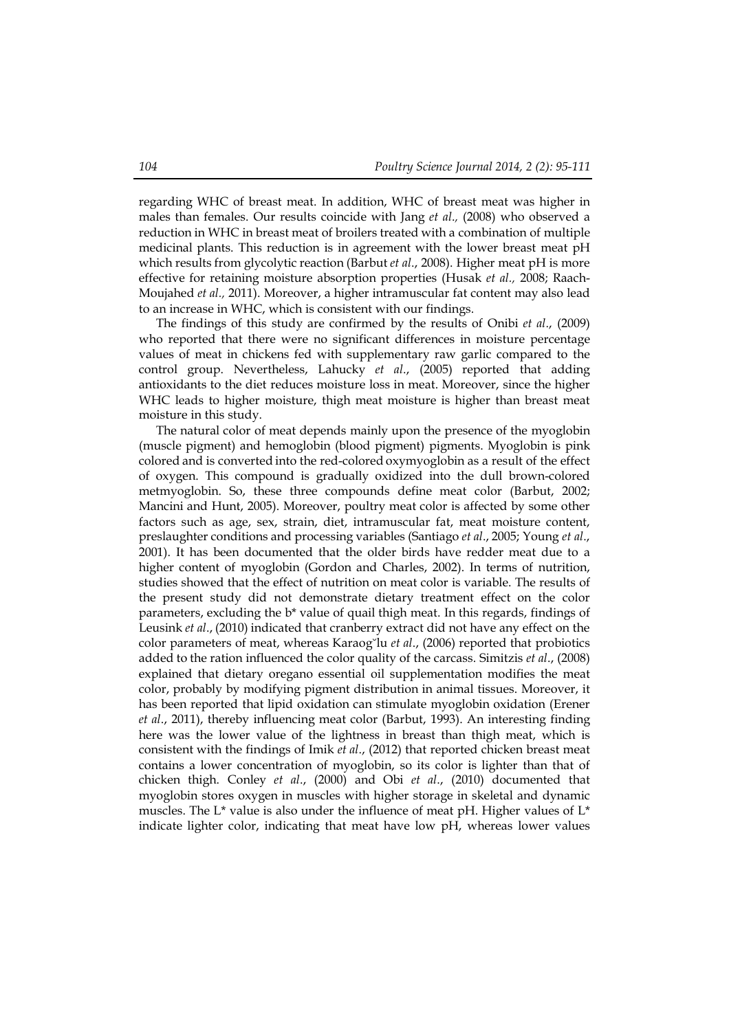regarding WHC of breast meat. In addition, WHC of breast meat was higher in males than females. Our results coincide with Jang *et al.,* (2008) who observed a reduction in WHC in breast meat of broilers treated with a combination of multiple medicinal plants. This reduction is in agreement with the lower breast meat pH which results from glycolytic reaction (Barbut *et al*., 2008). Higher meat pH is more effective for retaining moisture absorption properties (Husak *et al.,* 2008; Raach-Moujahed *et al.,* 2011). Moreover, a higher intramuscular fat content may also lead to an increase in WHC, which is consistent with our findings.

The findings of this study are confirmed by the results of Onibi *et al*., (2009) who reported that there were no significant differences in moisture percentage values of meat in chickens fed with supplementary raw garlic compared to the control group. Nevertheless, Lahucky *et al*., (2005) reported that adding antioxidants to the diet reduces moisture loss in meat. Moreover, since the higher WHC leads to higher moisture, thigh meat moisture is higher than breast meat moisture in this study.

The natural color of meat depends mainly upon the presence of the myoglobin (muscle pigment) and hemoglobin (blood pigment) pigments. Myoglobin is pink colored and is converted into the red-colored oxymyoglobin as a result of the effect of oxygen. This compound is gradually oxidized into the dull brown-colored metmyoglobin. So, these three compounds define meat color (Barbut, 2002; Mancini and Hunt, 2005). Moreover, poultry meat color is affected by some other factors such as age, sex, strain, diet, intramuscular fat, meat moisture content, preslaughter conditions and processing variables (Santiago *et al*., 2005; Young *et al*., 2001). It has been documented that the older birds have redder meat due to a higher content of myoglobin (Gordon and Charles, 2002). In terms of nutrition, studies showed that the effect of nutrition on meat color is variable. The results of the present study did not demonstrate dietary treatment effect on the color parameters, excluding the b* value of quail thigh meat. In this regards, findings of Leusink *et al*., (2010) indicated that cranberry extract did not have any effect on the color parameters of meat, whereas Karaog˘lu *et al*., (2006) reported that probiotics added to the ration influenced the color quality of the carcass. Simitzis *et al*., (2008) explained that dietary oregano essential oil supplementation modifies the meat color, probably by modifying pigment distribution in animal tissues. Moreover, it has been reported that lipid oxidation can stimulate myoglobin oxidation (Erener *et al*., 2011), thereby influencing meat color (Barbut, 1993). An interesting finding here was the lower value of the lightness in breast than thigh meat, which is consistent with the findings of Imik *et al*., (2012) that reported chicken breast meat contains a lower concentration of myoglobin, so its color is lighter than that of chicken thigh. Conley *et al*., (2000) and Obi *et al*., (2010) documented that myoglobin stores oxygen in muscles with higher storage in skeletal and dynamic muscles. The L* value is also under the influence of meat pH. Higher values of L* indicate lighter color, indicating that meat have low pH, whereas lower values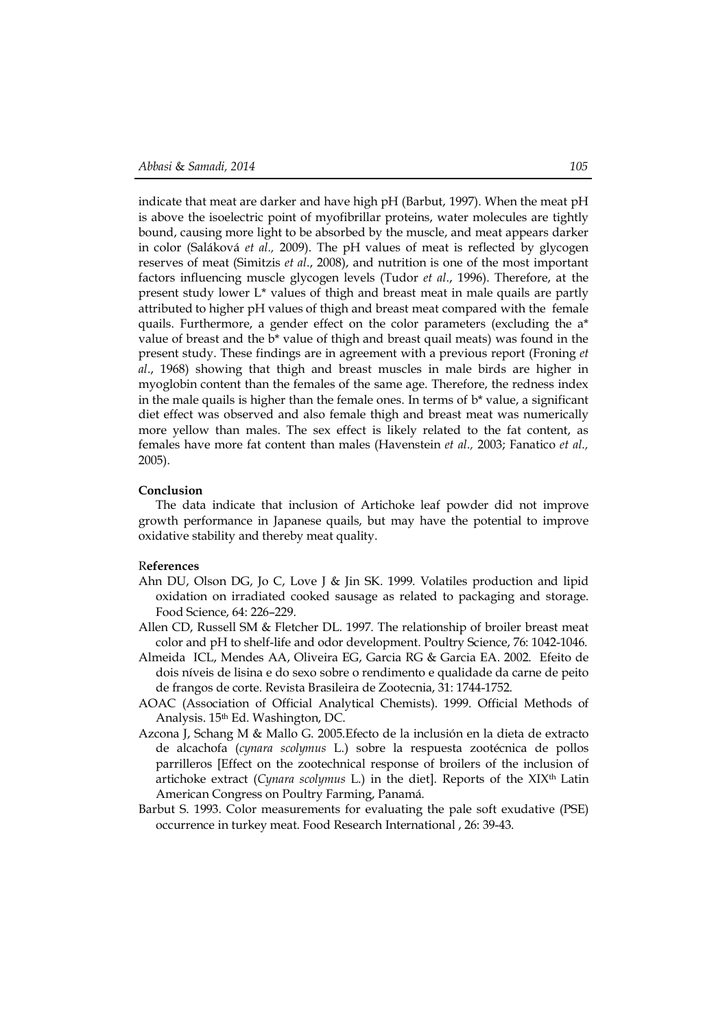indicate that meat are darker and have high pH (Barbut, 1997). When the meat pH is above the isoelectric point of myofibrillar proteins, water molecules are tightly bound, causing more light to be absorbed by the muscle, and meat appears darker in color (Saláková *et al.,* 2009). The pH values of meat is reflected by glycogen reserves of meat (Simitzis *et al*., 2008), and nutrition is one of the most important factors influencing muscle glycogen levels (Tudor *et al*., 1996). Therefore, at the present study lower L* values of thigh and breast meat in male quails are partly attributed to higher pH values of thigh and breast meat compared with the female quails. Furthermore, a gender effect on the color parameters (excluding the a* value of breast and the b* value of thigh and breast quail meats) was found in the present study. These findings are in agreement with a previous report (Froning *et al*., 1968) showing that thigh and breast muscles in male birds are higher in myoglobin content than the females of the same age. Therefore, the redness index in the male quails is higher than the female ones. In terms of b* value, a significant diet effect was observed and also female thigh and breast meat was numerically more yellow than males. The sex effect is likely related to the fat content, as females have more fat content than males (Havenstein *et al.,* 2003; Fanatico *et al.,* 2005).

**Conclusion**

The data indicate that inclusion of Artichoke leaf powder did not improve growth performance in Japanese quails, but may have the potential to improve oxidative stability and thereby meat quality.

**References**

Ahn DU, Olson DG, Jo C, Love J & Jin SK. 1999. Volatiles production and lipid oxidation on irradiated cooked sausage as related to packaging and storage. Food Science, 64: 226–229.

Allen CD, Russell SM & Fletcher DL. 1997. The relationship of broiler breast meat color and pH to shelf-life and odor development. Poultry Science, 76: 1042-1046.

Almeida ICL, Mendes AA, Oliveira EG, Garcia RG & Garcia EA. 2002. Efeito de dois níveis de lisina e do sexo sobre o rendimento e qualidade da carne de peito de frangos de corte. Revista Brasileira de Zootecnia, 31: 1744-1752.

AOAC (Association of Official Analytical Chemists). 1999. Official Methods of Analysis. 15th Ed. Washington, DC.

Azcona J, Schang M & Mallo G. 2005.Efecto de la inclusión en la dieta de extracto de alcachofa (*cynara scolymus* L.) sobre la respuesta zootécnica de pollos parrilleros [Effect on the zootechnical response of broilers of the inclusion of artichoke extract (*Cynara scolymus* L.) in the diet]. Reports of the XIXth Latin American Congress on Poultry Farming, Panamá.

Barbut S. 1993. Color measurements for evaluating the pale soft exudative (PSE) occurrence in turkey meat. Food Research International , 26: 39-43.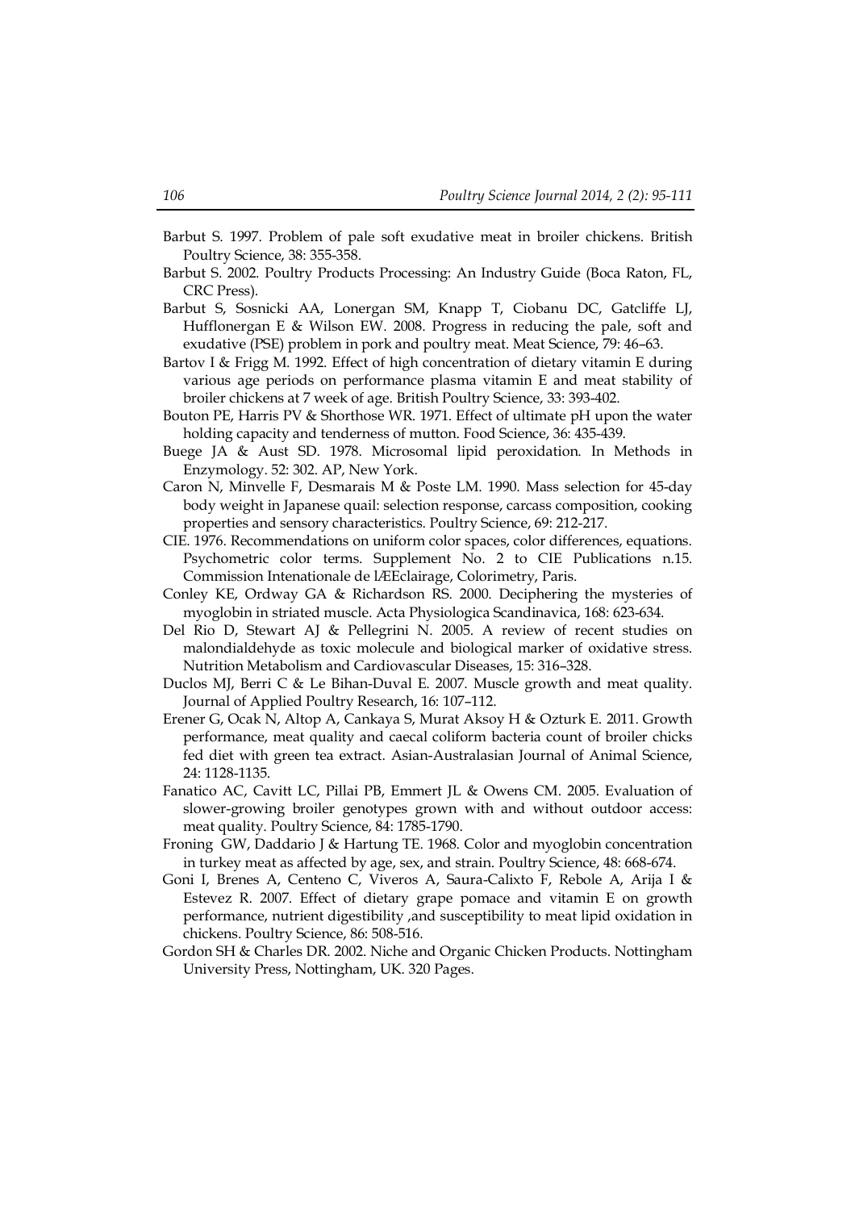Barbut S. 1997. Problem of pale soft exudative meat in broiler chickens. British Poultry Science, 38: 355-358.

Barbut S. 2002. Poultry Products Processing: An Industry Guide (Boca Raton, FL, CRC Press).

Barbut S, Sosnicki AA, Lonergan SM, Knapp T, Ciobanu DC, Gatcliffe LJ, Hufflonergan E & Wilson EW. 2008. Progress in reducing the pale, soft and exudative (PSE) problem in pork and poultry meat. Meat Science, 79: 46–63.

Bartov I & Frigg M. 1992. Effect of high concentration of dietary vitamin E during various age periods on performance plasma vitamin E and meat stability of broiler chickens at 7 week of age. British Poultry Science, 33: 393-402.

Bouton PE, Harris PV & Shorthose WR. 1971. Effect of ultimate pH upon the water holding capacity and tenderness of mutton. Food Science, 36: 435-439.

Buege JA & Aust SD. 1978. Microsomal lipid peroxidation. In Methods in Enzymology. 52: 302. AP, New York.

Caron N, Minvelle F, Desmarais M & Poste LM. 1990. Mass selection for 45-day body weight in Japanese quail: selection response, carcass composition, cooking properties and sensory characteristics. Poultry Science, 69: 212-217.

CIE. 1976. Recommendations on uniform color spaces, color differences, equations. Psychometric color terms. Supplement No. 2 to CIE Publications n.15. Commission Intenationale de lÆEclairage, Colorimetry, Paris.

Conley KE, Ordway GA & Richardson RS. 2000. Deciphering the mysteries of myoglobin in striated muscle. Acta Physiologica Scandinavica, 168: 623-634.

Del Rio D, Stewart AJ & Pellegrini N. 2005. A review of recent studies on malondialdehyde as toxic molecule and biological marker of oxidative stress. Nutrition Metabolism and Cardiovascular Diseases, 15: 316–328.

Duclos MJ, Berri C & Le Bihan-Duval E. 2007. Muscle growth and meat quality. Journal of Applied Poultry Research, 16: 107–112.

Erener G, Ocak N, Altop A, Cankaya S, Murat Aksoy H & Ozturk E. 2011. Growth performance, meat quality and caecal coliform bacteria count of broiler chicks fed diet with green tea extract. Asian-Australasian Journal of Animal Science, 24: 1128-1135.

Fanatico AC, Cavitt LC, Pillai PB, Emmert JL & Owens CM. 2005. Evaluation of slower-growing broiler genotypes grown with and without outdoor access: meat quality. Poultry Science, 84: 1785-1790.

Froning GW, Daddario J & Hartung TE. 1968. Color and myoglobin concentration in turkey meat as affected by age, sex, and strain. Poultry Science, 48: 668-674.

Goni I, Brenes A, Centeno C, Viveros A, Saura-Calixto F, Rebole A, Arija I & Estevez R. 2007. Effect of dietary grape pomace and vitamin E on growth performance, nutrient digestibility ,and susceptibility to meat lipid oxidation in chickens. Poultry Science, 86: 508-516.

Gordon SH & Charles DR. 2002. Niche and Organic Chicken Products. Nottingham University Press, Nottingham, UK. 320 Pages.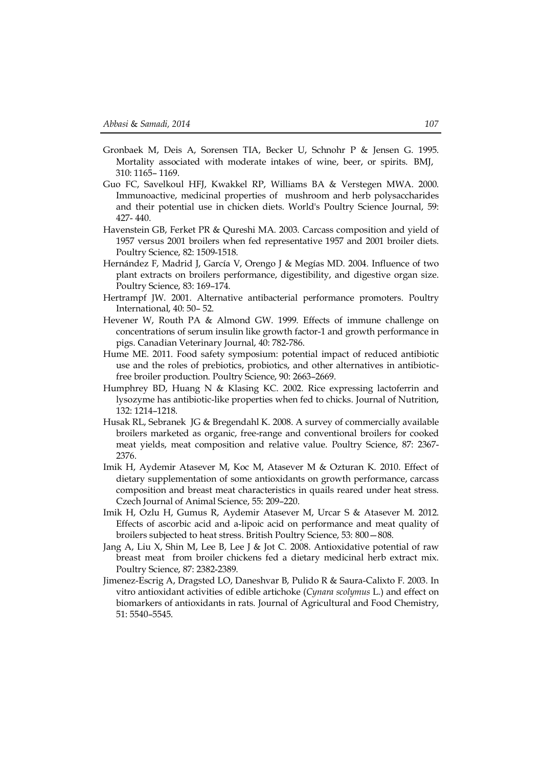Gronbaek M, Deis A, Sorensen TIA, Becker U, Schnohr P & Jensen G. 1995. Mortality associated with moderate intakes of wine, beer, or spirits. BMJ, 310: 1165– 1169.

Guo FC, Savelkoul HFJ, Kwakkel RP, Williams BA & Verstegen MWA. 2000. Immunoactive, medicinal properties of mushroom and herb polysaccharides and their potential use in chicken diets. World's Poultry Science Journal, 59: 427- 440.

Havenstein GB, Ferket PR & Qureshi MA. 2003. Carcass composition and yield of 1957 versus 2001 broilers when fed representative 1957 and 2001 broiler diets. Poultry Science, 82: 1509-1518.

Hernández F, Madrid J, García V, Orengo J & Megías MD. 2004. Influence of two plant extracts on broilers performance, digestibility, and digestive organ size. Poultry Science, 83: 169–174.

Hertrampf JW. 2001. Alternative antibacterial performance promoters. Poultry International, 40: 50– 52.

Hevener W, Routh PA & Almond GW. 1999. Effects of immune challenge on concentrations of serum insulin like growth factor-1 and growth performance in pigs. Canadian Veterinary Journal, 40: 782-786.

Hume ME. 2011. Food safety symposium: potential impact of reduced antibiotic use and the roles of prebiotics, probiotics, and other alternatives in antibiotic-free broiler production. Poultry Science, 90: 2663–2669.

Humphrey BD, Huang N & Klasing KC. 2002. Rice expressing lactoferrin and lysozyme has antibiotic-like properties when fed to chicks. Journal of Nutrition, 132: 1214–1218.

Husak RL, Sebranek JG & Bregendahl K. 2008. A survey of commercially available broilers marketed as organic, free-range and conventional broilers for cooked meat yields, meat composition and relative value. Poultry Science, 87: 2367-2376.

Imik H, Aydemir Atasever M, Koc M, Atasever M & Ozturan K. 2010. Effect of dietary supplementation of some antioxidants on growth performance, carcass composition and breast meat characteristics in quails reared under heat stress. Czech Journal of Animal Science, 55: 209–220.

Imik H, Ozlu H, Gumus R, Aydemir Atasever M, Urcar S & Atasever M. 2012. Effects of ascorbic acid and a-lipoic acid on performance and meat quality of broilers subjected to heat stress. British Poultry Science, 53: 800—808.

Jang A, Liu X, Shin M, Lee B, Lee J & Jot C. 2008. Antioxidative potential of raw breast meat from broiler chickens fed a dietary medicinal herb extract mix. Poultry Science, 87: 2382-2389.

Jimenez-Escrig A, Dragsted LO, Daneshvar B, Pulido R & Saura-Calixto F. 2003. In vitro antioxidant activities of edible artichoke (*Cynara scolymus* L.) and effect on biomarkers of antioxidants in rats. Journal of Agricultural and Food Chemistry, 51: 5540–5545.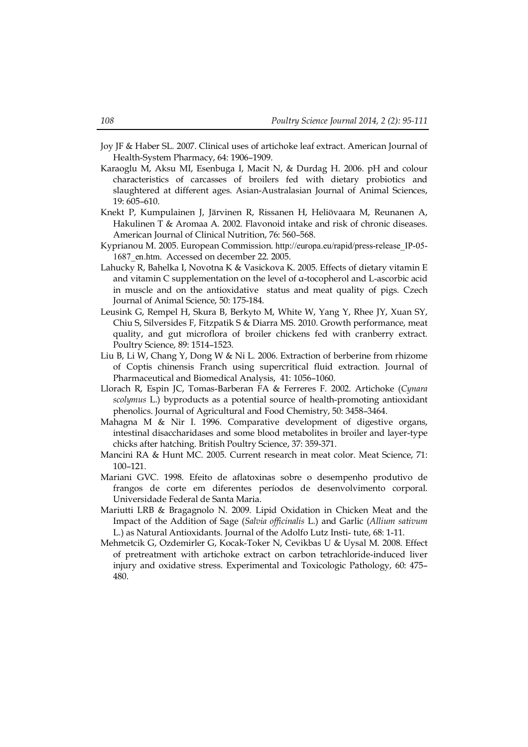Joy JF & Haber SL. 2007. Clinical uses of artichoke leaf extract. American Journal of Health-System Pharmacy, 64: 1906–1909.

Karaoglu M, Aksu MI, Esenbuga I, Macit N, & Durdag H. 2006. pH and colour characteristics of carcasses of broilers fed with dietary probiotics and slaughtered at different ages. Asian-Australasian Journal of Animal Sciences, 19: 605–610.

Knekt P, Kumpulainen J, Järvinen R, Rissanen H, Heliövaara M, Reunanen A, Hakulinen T & Aromaa A. 2002. Flavonoid intake and risk of chronic diseases. American Journal of Clinical Nutrition, 76: 560–568.

Kyprianou M. 2005. European Commission. http://europa.eu/rapid/press-release_IP-05-1687_en.htm. Accessed on december 22. 2005.

Lahucky R, Bahelka I, Novotna K & Vasickova K. 2005. Effects of dietary vitamin E and vitamin C supplementation on the level of α-tocopherol and L-ascorbic acid in muscle and on the antioxidative status and meat quality of pigs. Czech Journal of Animal Science, 50: 175-184.

Leusink G, Rempel H, Skura B, Berkyto M, White W, Yang Y, Rhee JY, Xuan SY, Chiu S, Silversides F, Fitzpatik S & Diarra MS. 2010. Growth performance, meat quality, and gut microflora of broiler chickens fed with cranberry extract. Poultry Science, 89: 1514–1523.

Liu B, Li W, Chang Y, Dong W & Ni L. 2006. Extraction of berberine from rhizome of Coptis chinensis Franch using supercritical fluid extraction. Journal of Pharmaceutical and Biomedical Analysis, 41: 1056–1060.

Llorach R, Espin JC, Tomas-Barberan FA & Ferreres F. 2002. Artichoke (*Cynara scolymus* L.) byproducts as a potential source of health-promoting antioxidant phenolics. Journal of Agricultural and Food Chemistry, 50: 3458–3464.

Mahagna M & Nir I. 1996. Comparative development of digestive organs, intestinal disaccharidases and some blood metabolites in broiler and layer-type chicks after hatching. British Poultry Science, 37: 359-371.

Mancini RA & Hunt MC. 2005. Current research in meat color. Meat Science, 71: 100–121.

Mariani GVC. 1998. Efeito de aflatoxinas sobre o desempenho produtivo de frangos de corte em diferentes períodos de desenvolvimento corporal. Universidade Federal de Santa Maria.

Mariutti LRB & Bragagnolo N. 2009. Lipid Oxidation in Chicken Meat and the Impact of the Addition of Sage (*Salvia officinalis* L.) and Garlic (*Allium sativum* L.) as Natural Antioxidants. Journal of the Adolfo Lutz Insti- tute, 68: 1-11.

Mehmetcik G, Ozdemirler G, Kocak-Toker N, Cevikbas U & Uysal M. 2008. Effect of pretreatment with artichoke extract on carbon tetrachloride-induced liver injury and oxidative stress. Experimental and Toxicologic Pathology, 60: 475–480.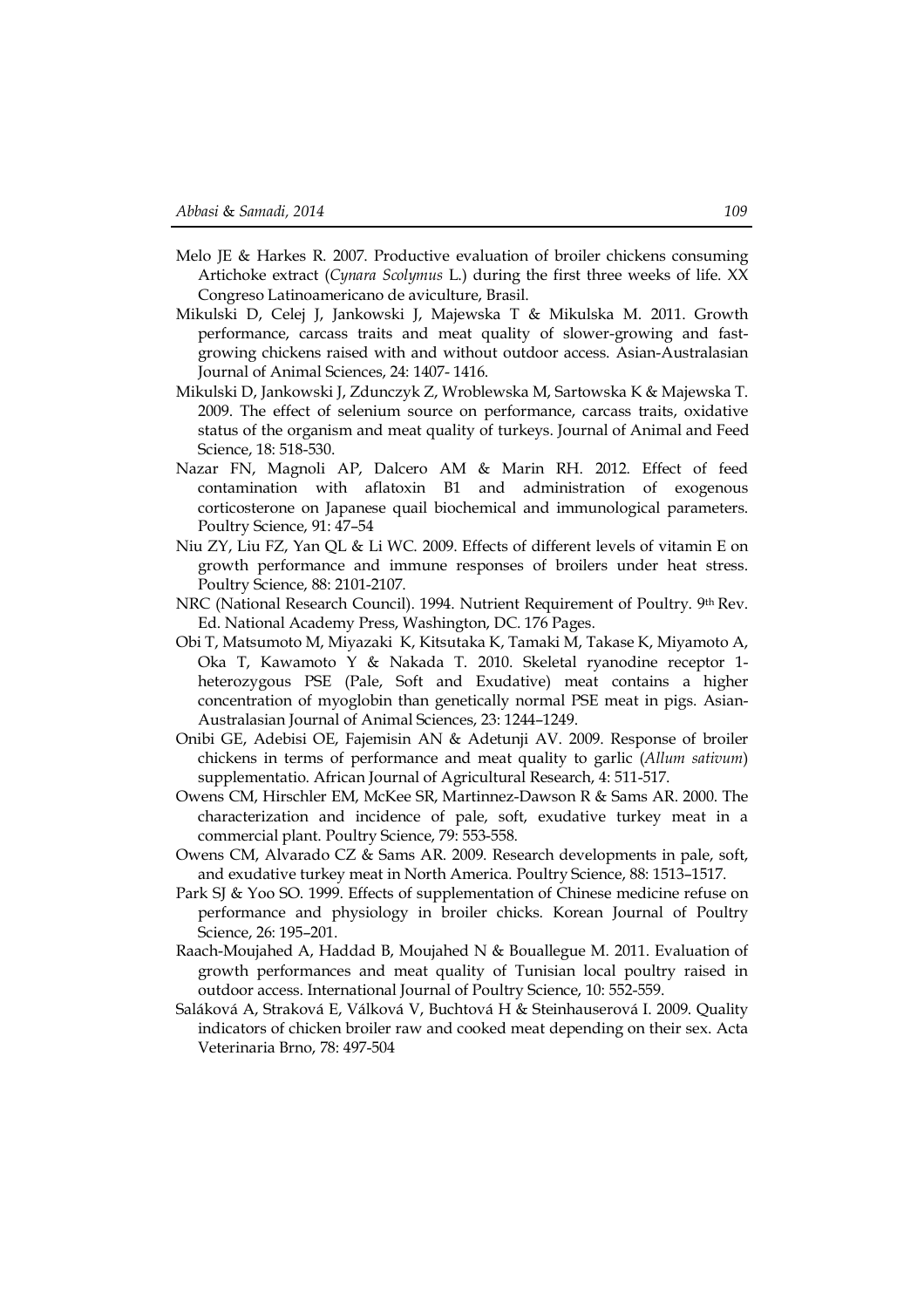Melo JE & Harkes R. 2007. Productive evaluation of broiler chickens consuming Artichoke extract (*Cynara Scolymus* L.) during the first three weeks of life. XX Congreso Latinoamericano de aviculture, Brasil.

Mikulski D, Celej J, Jankowski J, Majewska T & Mikulska M. 2011. Growth performance, carcass traits and meat quality of slower-growing and fast-growing chickens raised with and without outdoor access. Asian-Australasian Journal of Animal Sciences, 24: 1407- 1416.

Mikulski D, Jankowski J, Zdunczyk Z, Wroblewska M, Sartowska K & Majewska T. 2009. The effect of selenium source on performance, carcass traits, oxidative status of the organism and meat quality of turkeys. Journal of Animal and Feed Science, 18: 518-530.

Nazar FN, Magnoli AP, Dalcero AM & Marin RH. 2012. Effect of feed contamination with aflatoxin B1 and administration of exogenous corticosterone on Japanese quail biochemical and immunological parameters. Poultry Science, 91: 47–54

Niu ZY, Liu FZ, Yan QL & Li WC. 2009. Effects of different levels of vitamin E on growth performance and immune responses of broilers under heat stress. Poultry Science, 88: 2101-2107.

NRC (National Research Council). 1994. Nutrient Requirement of Poultry. 9th Rev. Ed. National Academy Press, Washington, DC. 176 Pages.

Obi T, Matsumoto M, Miyazaki K, Kitsutaka K, Tamaki M, Takase K, Miyamoto A, Oka T, Kawamoto Y & Nakada T. 2010. Skeletal ryanodine receptor 1-heterozygous PSE (Pale, Soft and Exudative) meat contains a higher concentration of myoglobin than genetically normal PSE meat in pigs. Asian-Australasian Journal of Animal Sciences, 23: 1244–1249.

Onibi GE, Adebisi OE, Fajemisin AN & Adetunji AV. 2009. Response of broiler chickens in terms of performance and meat quality to garlic (*Allum sativum*) supplementatio. African Journal of Agricultural Research, 4: 511-517.

Owens CM, Hirschler EM, McKee SR, Martinnez-Dawson R & Sams AR. 2000. The characterization and incidence of pale, soft, exudative turkey meat in a commercial plant. Poultry Science, 79: 553-558.

Owens CM, Alvarado CZ & Sams AR. 2009. Research developments in pale, soft, and exudative turkey meat in North America. Poultry Science, 88: 1513–1517.

Park SJ & Yoo SO. 1999. Effects of supplementation of Chinese medicine refuse on performance and physiology in broiler chicks. Korean Journal of Poultry Science, 26: 195–201.

Raach-Moujahed A, Haddad B, Moujahed N & Bouallegue M. 2011. Evaluation of growth performances and meat quality of Tunisian local poultry raised in outdoor access. International Journal of Poultry Science, 10: 552-559.

Saláková A, Straková E, Válková V, Buchtová H & Steinhauserová I. 2009. Quality indicators of chicken broiler raw and cooked meat depending on their sex. Acta Veterinaria Brno, 78: 497-504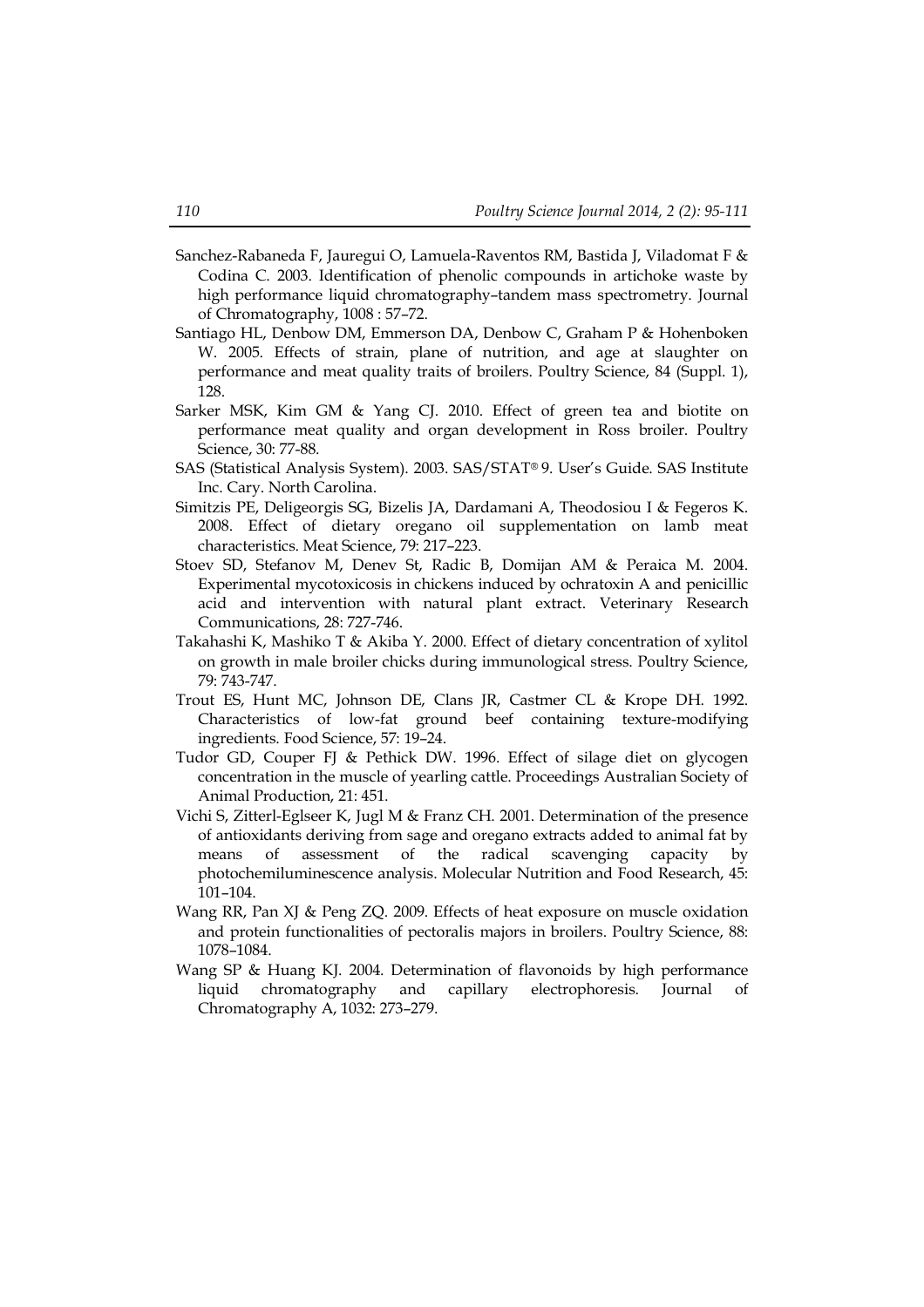Sanchez-Rabaneda F, Jauregui O, Lamuela-Raventos RM, Bastida J, Viladomat F & Codina C. 2003. Identification of phenolic compounds in artichoke waste by high performance liquid chromatography–tandem mass spectrometry. Journal of Chromatography, 1008 : 57–72.

Santiago HL, Denbow DM, Emmerson DA, Denbow C, Graham P & Hohenboken W. 2005. Effects of strain, plane of nutrition, and age at slaughter on performance and meat quality traits of broilers. Poultry Science, 84 (Suppl. 1), 128.

Sarker MSK, Kim GM & Yang CJ. 2010. Effect of green tea and biotite on performance meat quality and organ development in Ross broiler. Poultry Science, 30: 77-88.

SAS (Statistical Analysis System). 2003. SAS/STAT® 9. User's Guide. SAS Institute Inc. Cary. North Carolina.

Simitzis PE, Deligeorgis SG, Bizelis JA, Dardamani A, Theodosiou I & Fegeros K. 2008. Effect of dietary oregano oil supplementation on lamb meat characteristics. Meat Science, 79: 217–223.

Stoev SD, Stefanov M, Denev St, Radic B, Domijan AM & Peraica M. 2004. Experimental mycotoxicosis in chickens induced by ochratoxin A and penicillic acid and intervention with natural plant extract. Veterinary Research Communications, 28: 727-746.

Takahashi K, Mashiko T & Akiba Y. 2000. Effect of dietary concentration of xylitol on growth in male broiler chicks during immunological stress. Poultry Science, 79: 743-747.

Trout ES, Hunt MC, Johnson DE, Clans JR, Castmer CL & Krope DH. 1992. Characteristics of low-fat ground beef containing texture-modifying ingredients. Food Science, 57: 19–24.

Tudor GD, Couper FJ & Pethick DW. 1996. Effect of silage diet on glycogen concentration in the muscle of yearling cattle. Proceedings Australian Society of Animal Production, 21: 451.

Vichi S, Zitterl-Eglseer K, Jugl M & Franz CH. 2001. Determination of the presence of antioxidants deriving from sage and oregano extracts added to animal fat by means of assessment of the radical scavenging capacity by photochemiluminescence analysis. Molecular Nutrition and Food Research, 45: 101–104.

Wang RR, Pan XJ & Peng ZQ. 2009. Effects of heat exposure on muscle oxidation and protein functionalities of pectoralis majors in broilers. Poultry Science, 88: 1078–1084.

Wang SP & Huang KJ. 2004. Determination of flavonoids by high performance liquid chromatography and capillary electrophoresis. Journal of Chromatography A, 1032: 273–279.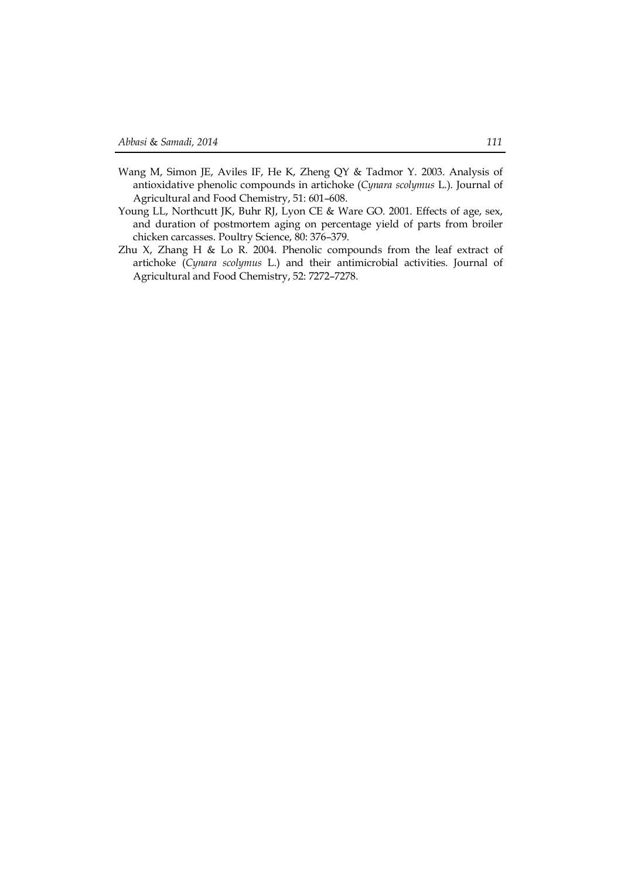Wang M, Simon JE, Aviles IF, He K, Zheng QY & Tadmor Y. 2003. Analysis of antioxidative phenolic compounds in artichoke (*Cynara scolymus* L.). Journal of Agricultural and Food Chemistry, 51: 601–608.

Young LL, Northcutt JK, Buhr RJ, Lyon CE & Ware GO. 2001. Effects of age, sex, and duration of postmortem aging on percentage yield of parts from broiler chicken carcasses. Poultry Science, 80: 376–379.

Zhu X, Zhang H & Lo R. 2004. Phenolic compounds from the leaf extract of artichoke (*Cynara scolymus* L.) and their antimicrobial activities. Journal of Agricultural and Food Chemistry, 52: 7272–7278.